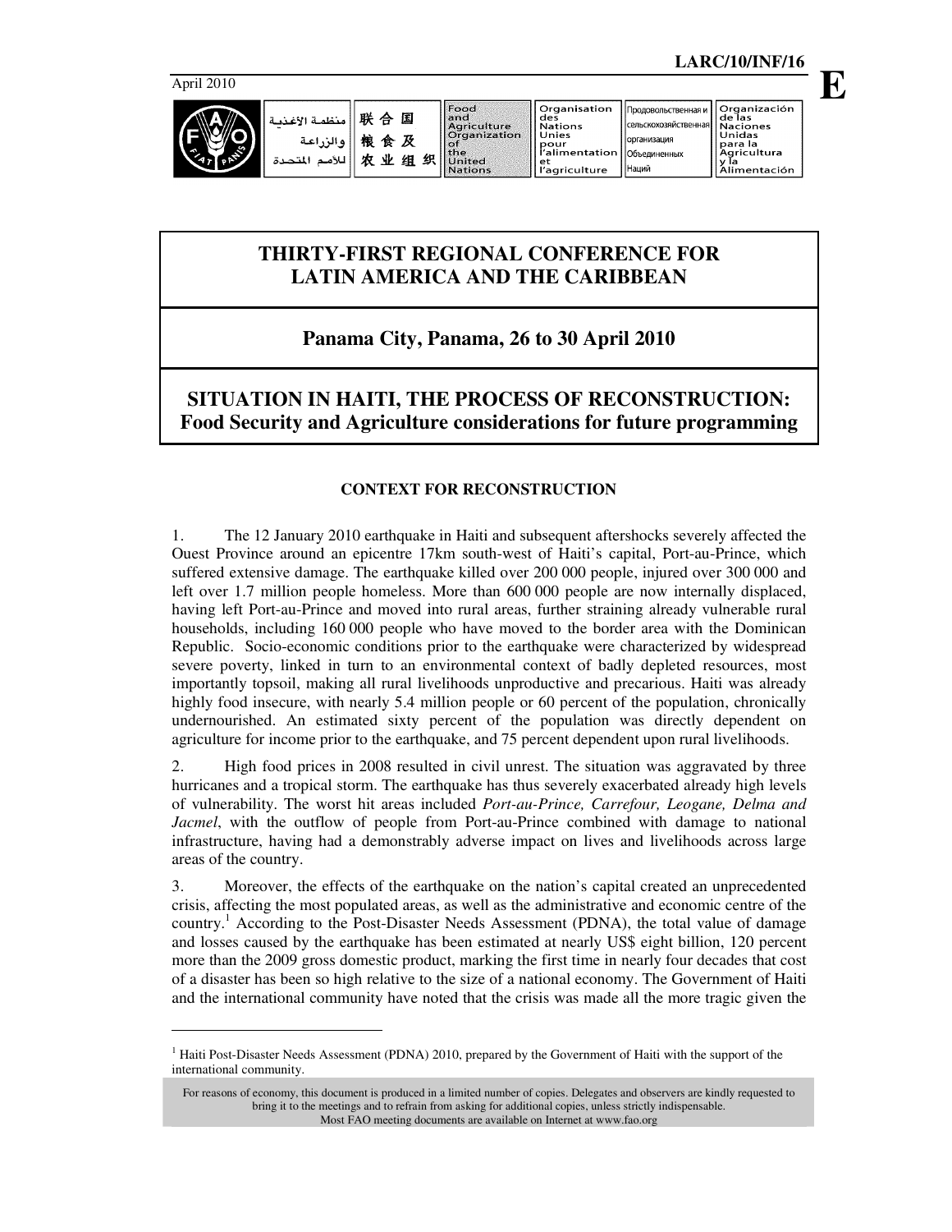LARC/10/INF/16

April 2010

**E**

# THIRTY-FIRST REGIONAL CONFERENCE FOR LATIN AMERICA AND THE CARIBBEAN

## Panama City, Panama, 26 to 30 April 2010

## SITUATION IN HAITI, THE PROCESS OF RECONSTRUCTION: Food Security and Agriculture considerations for future programming

### CONTEXT FOR RECONSTRUCTION

1. The 12 January 2010 earthquake in Haiti and subsequent aftershocks severely affected the Ouest Province around an epicentre 17km south-west of Haiti's capital, Port-au-Prince, which suffered extensive damage. The earthquake killed over 200 000 people, injured over 300 000 and left over 1.7 million people homeless. More than 600 000 people are now internally displaced, having left Port-au-Prince and moved into rural areas, further straining already vulnerable rural households, including 160 000 people who have moved to the border area with the Dominican Republic. Socio-economic conditions prior to the earthquake were characterized by widespread severe poverty, linked in turn to an environmental context of badly depleted resources, most importantly topsoil, making all rural livelihoods unproductive and precarious. Haiti was already highly food insecure, with nearly 5.4 million people or 60 percent of the population, chronically undernourished. An estimated sixty percent of the population was directly dependent on agriculture for income prior to the earthquake, and 75 percent dependent upon rural livelihoods.

2. High food prices in 2008 resulted in civil unrest. The situation was aggravated by three hurricanes and a tropical storm. The earthquake has thus severely exacerbated already high levels of vulnerability. The worst hit areas included *Port-au-Prince, Carrefour, Leogane, Delma and Jacmel*, with the outflow of people from Port-au-Prince combined with damage to national infrastructure, having had a demonstrably adverse impact on lives and livelihoods across large areas of the country.

3. Moreover, the effects of the earthquake on the nation's capital created an unprecedented crisis, affecting the most populated areas, as well as the administrative and economic centre of the country.[1] According to the Post-Disaster Needs Assessment (PDNA), the total value of damage and losses caused by the earthquake has been estimated at nearly US$ eight billion, 120 percent more than the 2009 gross domestic product, marking the first time in nearly four decades that cost of a disaster has been so high relative to the size of a national economy. The Government of Haiti and the international community have noted that the crisis was made all the more tragic given the

[1] Haiti Post-Disaster Needs Assessment (PDNA) 2010, prepared by the Government of Haiti with the support of the international community.

For reasons of economy, this document is produced in a limited number of copies. Delegates and observers are kindly requested to bring it to the meetings and to refrain from asking for additional copies, unless strictly indispensable. Most FAO meeting documents are available on Internet at www.fao.org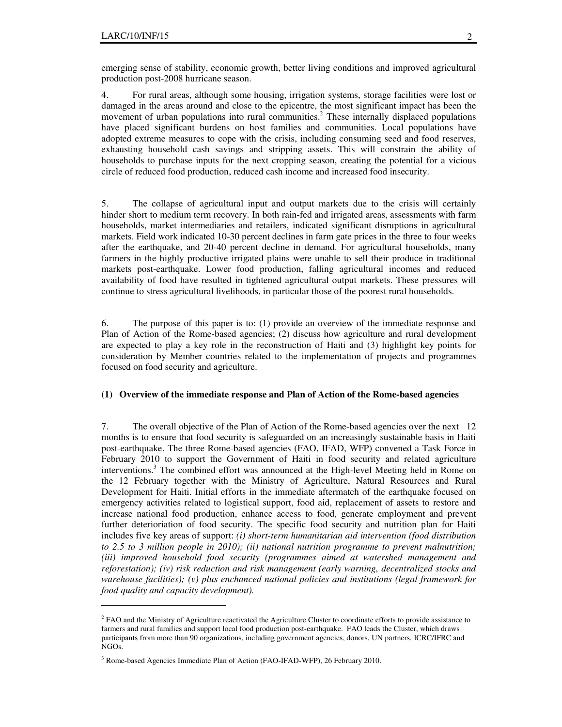emerging sense of stability, economic growth, better living conditions and improved agricultural production post-2008 hurricane season.

4. For rural areas, although some housing, irrigation systems, storage facilities were lost or damaged in the areas around and close to the epicentre, the most significant impact has been the movement of urban populations into rural communities.[2] These internally displaced populations have placed significant burdens on host families and communities. Local populations have adopted extreme measures to cope with the crisis, including consuming seed and food reserves, exhausting household cash savings and stripping assets. This will constrain the ability of households to purchase inputs for the next cropping season, creating the potential for a vicious circle of reduced food production, reduced cash income and increased food insecurity.

5. The collapse of agricultural input and output markets due to the crisis will certainly hinder short to medium term recovery. In both rain-fed and irrigated areas, assessments with farm households, market intermediaries and retailers, indicated significant disruptions in agricultural markets. Field work indicated 10-30 percent declines in farm gate prices in the three to four weeks after the earthquake, and 20-40 percent decline in demand. For agricultural households, many farmers in the highly productive irrigated plains were unable to sell their produce in traditional markets post-earthquake. Lower food production, falling agricultural incomes and reduced availability of food have resulted in tightened agricultural output markets. These pressures will continue to stress agricultural livelihoods, in particular those of the poorest rural households.

6. The purpose of this paper is to: (1) provide an overview of the immediate response and Plan of Action of the Rome-based agencies; (2) discuss how agriculture and rural development are expected to play a key role in the reconstruction of Haiti and (3) highlight key points for consideration by Member countries related to the implementation of projects and programmes focused on food security and agriculture.

**(1) Overview of the immediate response and Plan of Action of the Rome-based agencies**

7. The overall objective of the Plan of Action of the Rome-based agencies over the next 12 months is to ensure that food security is safeguarded on an increasingly sustainable basis in Haiti post-earthquake. The three Rome-based agencies (FAO, IFAD, WFP) convened a Task Force in February 2010 to support the Government of Haiti in food security and related agriculture interventions.[3] The combined effort was announced at the High-level Meeting held in Rome on the 12 February together with the Ministry of Agriculture, Natural Resources and Rural Development for Haiti. Initial efforts in the immediate aftermatch of the earthquake focused on emergency activities related to logistical support, food aid, replacement of assets to restore and increase national food production, enhance access to food, generate employment and prevent further deterioriation of food security. The specific food security and nutrition plan for Haiti includes five key areas of support: *(i) short-term humanitarian aid intervention (food distribution to 2.5 to 3 million people in 2010); (ii) national nutrition programme to prevent malnutrition; (iii) improved household food security (programmes aimed at watershed management and reforestation); (iv) risk reduction and risk management (early warning, decentralized stocks and warehouse facilities); (v) plus enchanced national policies and institutions (legal framework for food quality and capacity development).*

---

[2] FAO and the Ministry of Agriculture reactivated the Agriculture Cluster to coordinate efforts to provide assistance to farmers and rural families and support local food production post-earthquake. FAO leads the Cluster, which draws participants from more than 90 organizations, including government agencies, donors, UN partners, ICRC/IFRC and NGOs.

[3] Rome-based Agencies Immediate Plan of Action (FAO-IFAD-WFP), 26 February 2010.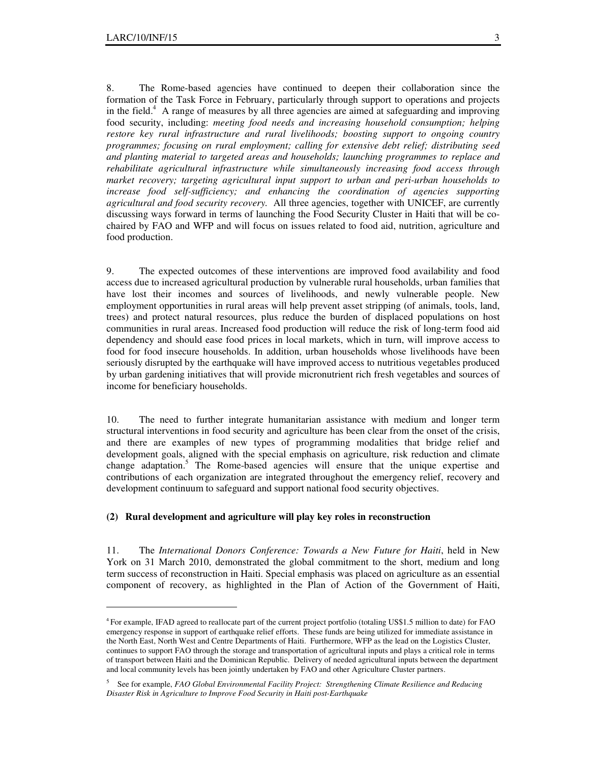8. The Rome-based agencies have continued to deepen their collaboration since the formation of the Task Force in February, particularly through support to operations and projects in the field.[4] A range of measures by all three agencies are aimed at safeguarding and improving food security, including: *meeting food needs and increasing household consumption; helping restore key rural infrastructure and rural livelihoods; boosting support to ongoing country programmes; focusing on rural employment; calling for extensive debt relief; distributing seed and planting material to targeted areas and households; launching programmes to replace and rehabilitate agricultural infrastructure while simultaneously increasing food access through market recovery; targeting agricultural input support to urban and peri-urban households to increase food self-sufficiency; and enhancing the coordination of agencies supporting agricultural and food security recovery.* All three agencies, together with UNICEF, are currently discussing ways forward in terms of launching the Food Security Cluster in Haiti that will be co-chaired by FAO and WFP and will focus on issues related to food aid, nutrition, agriculture and food production.

9. The expected outcomes of these interventions are improved food availability and food access due to increased agricultural production by vulnerable rural households, urban families that have lost their incomes and sources of livelihoods, and newly vulnerable people. New employment opportunities in rural areas will help prevent asset stripping (of animals, tools, land, trees) and protect natural resources, plus reduce the burden of displaced populations on host communities in rural areas. Increased food production will reduce the risk of long-term food aid dependency and should ease food prices in local markets, which in turn, will improve access to food for food insecure households. In addition, urban households whose livelihoods have been seriously disrupted by the earthquake will have improved access to nutritious vegetables produced by urban gardening initiatives that will provide micronutrient rich fresh vegetables and sources of income for beneficiary households.

10. The need to further integrate humanitarian assistance with medium and longer term structural interventions in food security and agriculture has been clear from the onset of the crisis, and there are examples of new types of programming modalities that bridge relief and development goals, aligned with the special emphasis on agriculture, risk reduction and climate change adaptation.[5] The Rome-based agencies will ensure that the unique expertise and contributions of each organization are integrated throughout the emergency relief, recovery and development continuum to safeguard and support national food security objectives.

**(2) Rural development and agriculture will play key roles in reconstruction**

11. The *International Donors Conference: Towards a New Future for Haiti*, held in New York on 31 March 2010, demonstrated the global commitment to the short, medium and long term success of reconstruction in Haiti. Special emphasis was placed on agriculture as an essential component of recovery, as highlighted in the Plan of Action of the Government of Haiti,

---

[4] For example, IFAD agreed to reallocate part of the current project portfolio (totaling US$1.5 million to date) for FAO emergency response in support of earthquake relief efforts. These funds are being utilized for immediate assistance in the North East, North West and Centre Departments of Haiti. Furthermore, WFP as the lead on the Logistics Cluster, continues to support FAO through the storage and transportation of agricultural inputs and plays a critical role in terms of transport between Haiti and the Dominican Republic. Delivery of needed agricultural inputs between the department and local community levels has been jointly undertaken by FAO and other Agriculture Cluster partners.

[5] See for example, *FAO Global Environmental Facility Project: Strengthening Climate Resilience and Reducing Disaster Risk in Agriculture to Improve Food Security in Haiti post-Earthquake*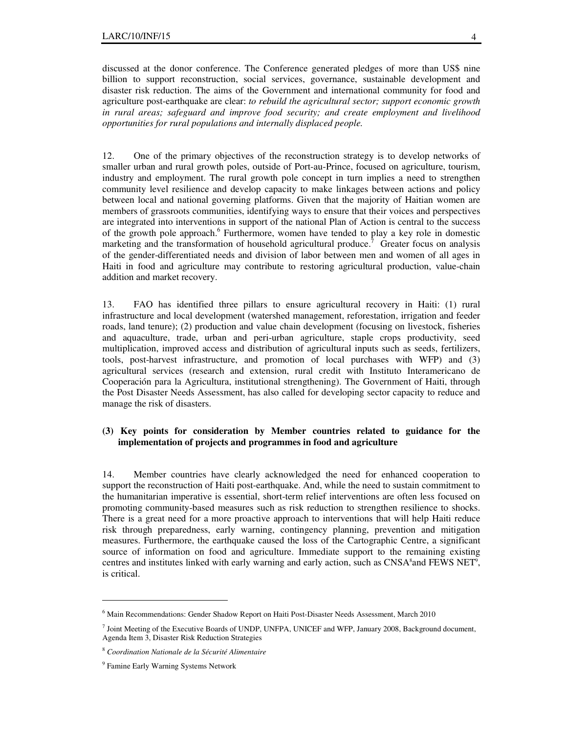discussed at the donor conference. The Conference generated pledges of more than US$ nine billion to support reconstruction, social services, governance, sustainable development and disaster risk reduction. The aims of the Government and international community for food and agriculture post-earthquake are clear: *to rebuild the agricultural sector; support economic growth in rural areas; safeguard and improve food security; and create employment and livelihood opportunities for rural populations and internally displaced people.*

12. One of the primary objectives of the reconstruction strategy is to develop networks of smaller urban and rural growth poles, outside of Port-au-Prince, focused on agriculture, tourism, industry and employment. The rural growth pole concept in turn implies a need to strengthen community level resilience and develop capacity to make linkages between actions and policy between local and national governing platforms. Given that the majority of Haitian women are members of grassroots communities, identifying ways to ensure that their voices and perspectives are integrated into interventions in support of the national Plan of Action is central to the success of the growth pole approach.[6] Furthermore, women have tended to play a key role in domestic marketing and the transformation of household agricultural produce.[7] Greater focus on analysis of the gender-differentiated needs and division of labor between men and women of all ages in Haiti in food and agriculture may contribute to restoring agricultural production, value-chain addition and market recovery.

13. FAO has identified three pillars to ensure agricultural recovery in Haiti: (1) rural infrastructure and local development (watershed management, reforestation, irrigation and feeder roads, land tenure); (2) production and value chain development (focusing on livestock, fisheries and aquaculture, trade, urban and peri-urban agriculture, staple crops productivity, seed multiplication, improved access and distribution of agricultural inputs such as seeds, fertilizers, tools, post-harvest infrastructure, and promotion of local purchases with WFP) and (3) agricultural services (research and extension, rural credit with Instituto Interamericano de Cooperación para la Agricultura, institutional strengthening). The Government of Haiti, through the Post Disaster Needs Assessment, has also called for developing sector capacity to reduce and manage the risk of disasters.

### (3) Key points for consideration by Member countries related to guidance for the implementation of projects and programmes in food and agriculture

14. Member countries have clearly acknowledged the need for enhanced cooperation to support the reconstruction of Haiti post-earthquake. And, while the need to sustain commitment to the humanitarian imperative is essential, short-term relief interventions are often less focused on promoting community-based measures such as risk reduction to strengthen resilience to shocks. There is a great need for a more proactive approach to interventions that will help Haiti reduce risk through preparedness, early warning, contingency planning, prevention and mitigation measures. Furthermore, the earthquake caused the loss of the Cartographic Centre, a significant source of information on food and agriculture. Immediate support to the remaining existing centres and institutes linked with early warning and early action, such as CNSA[8] and FEWS NET[9], is critical.

---

[6] Main Recommendations: Gender Shadow Report on Haiti Post-Disaster Needs Assessment, March 2010

[7] Joint Meeting of the Executive Boards of UNDP, UNFPA, UNICEF and WFP, January 2008, Background document, Agenda Item 3, Disaster Risk Reduction Strategies

[8] *Coordination Nationale de la Sécurité Alimentaire*

[9] Famine Early Warning Systems Network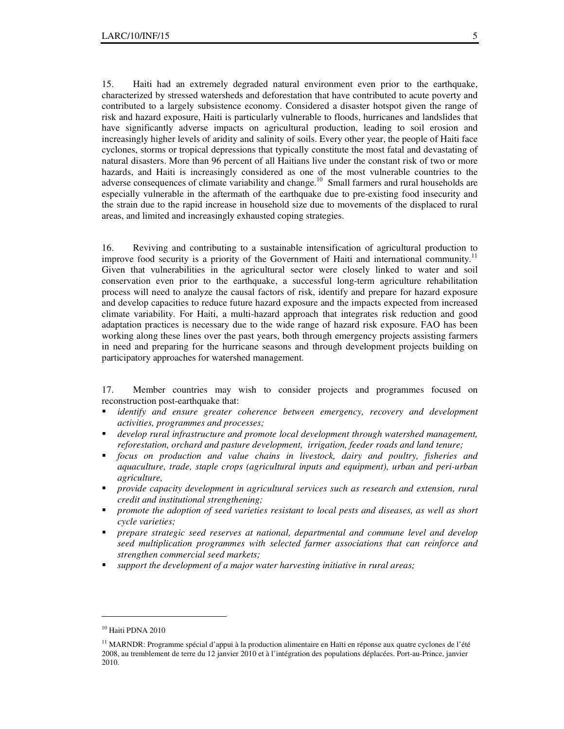15. Haiti had an extremely degraded natural environment even prior to the earthquake, characterized by stressed watersheds and deforestation that have contributed to acute poverty and contributed to a largely subsistence economy. Considered a disaster hotspot given the range of risk and hazard exposure, Haiti is particularly vulnerable to floods, hurricanes and landslides that have significantly adverse impacts on agricultural production, leading to soil erosion and increasingly higher levels of aridity and salinity of soils. Every other year, the people of Haiti face cyclones, storms or tropical depressions that typically constitute the most fatal and devastating of natural disasters. More than 96 percent of all Haitians live under the constant risk of two or more hazards, and Haiti is increasingly considered as one of the most vulnerable countries to the adverse consequences of climate variability and change.[10] Small farmers and rural households are especially vulnerable in the aftermath of the earthquake due to pre-existing food insecurity and the strain due to the rapid increase in household size due to movements of the displaced to rural areas, and limited and increasingly exhausted coping strategies.

16. Reviving and contributing to a sustainable intensification of agricultural production to improve food security is a priority of the Government of Haiti and international community.[11] Given that vulnerabilities in the agricultural sector were closely linked to water and soil conservation even prior to the earthquake, a successful long-term agriculture rehabilitation process will need to analyze the causal factors of risk, identify and prepare for hazard exposure and develop capacities to reduce future hazard exposure and the impacts expected from increased climate variability. For Haiti, a multi-hazard approach that integrates risk reduction and good adaptation practices is necessary due to the wide range of hazard risk exposure. FAO has been working along these lines over the past years, both through emergency projects assisting farmers in need and preparing for the hurricane seasons and through development projects building on participatory approaches for watershed management.

17. Member countries may wish to consider projects and programmes focused on reconstruction post-earthquake that:

- *identify and ensure greater coherence between emergency, recovery and development activities, programmes and processes;*
- *develop rural infrastructure and promote local development through watershed management, reforestation, orchard and pasture development, irrigation, feeder roads and land tenure;*
- *focus on production and value chains in livestock, dairy and poultry, fisheries and aquaculture, trade, staple crops (agricultural inputs and equipment), urban and peri-urban agriculture,*
- *provide capacity development in agricultural services such as research and extension, rural credit and institutional strengthening;*
- *promote the adoption of seed varieties resistant to local pests and diseases, as well as short cycle varieties;*
- *prepare strategic seed reserves at national, departmental and commune level and develop seed multiplication programmes with selected farmer associations that can reinforce and strengthen commercial seed markets;*
- *support the development of a major water harvesting initiative in rural areas;*

---

[10] Haiti PDNA 2010

[11] MARNDR: Programme spécial d'appui à la production alimentaire en Haïti en réponse aux quatre cyclones de l'été 2008, au tremblement de terre du 12 janvier 2010 et à l'intégration des populations déplacées. Port-au-Prince, janvier 2010.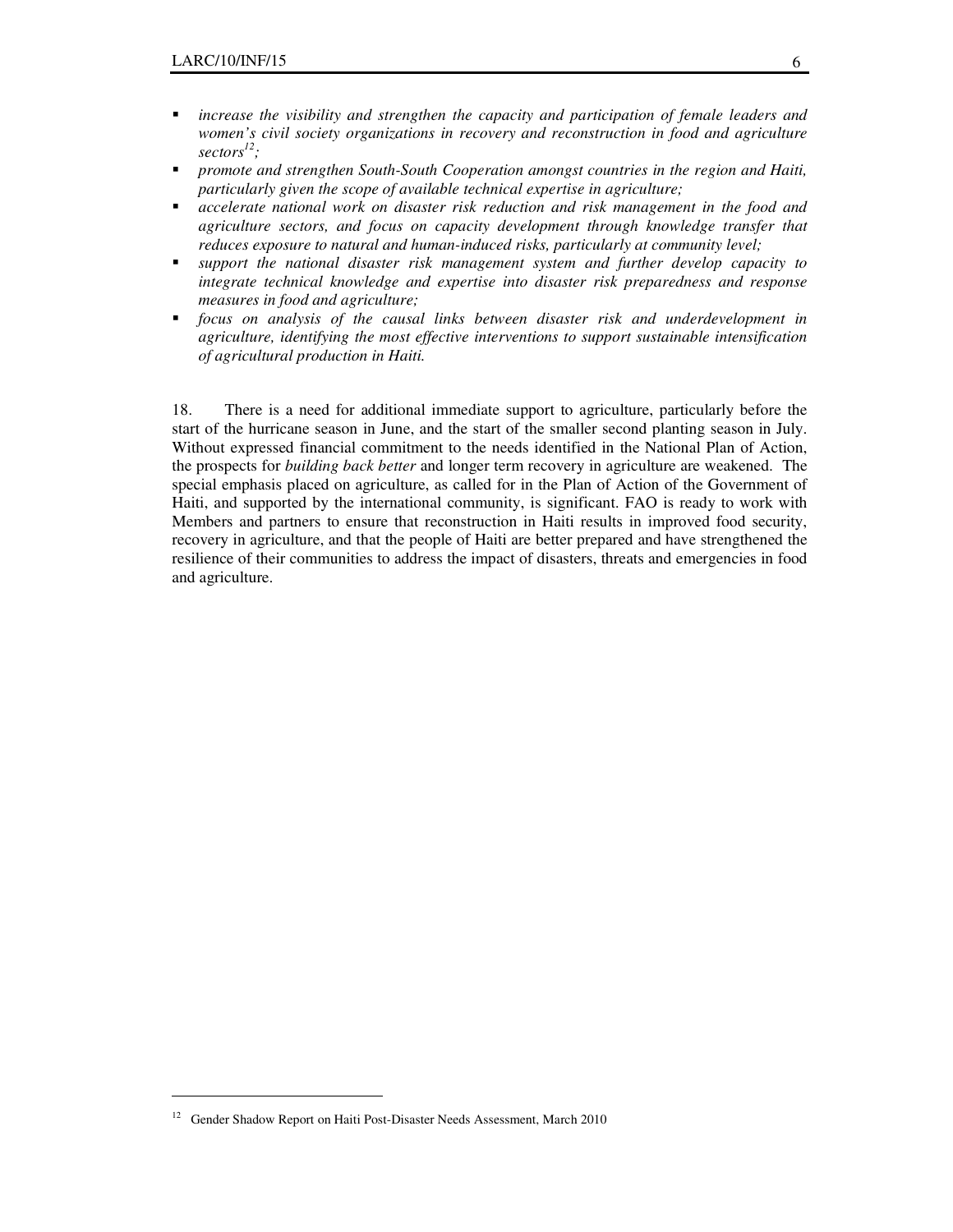- *increase the visibility and strengthen the capacity and participation of female leaders and women's civil society organizations in recovery and reconstruction in food and agriculture sectors*[12]*;*
- *promote and strengthen South-South Cooperation amongst countries in the region and Haiti, particularly given the scope of available technical expertise in agriculture;*
- *accelerate national work on disaster risk reduction and risk management in the food and agriculture sectors, and focus on capacity development through knowledge transfer that reduces exposure to natural and human-induced risks, particularly at community level;*
- *support the national disaster risk management system and further develop capacity to integrate technical knowledge and expertise into disaster risk preparedness and response measures in food and agriculture;*
- *focus on analysis of the causal links between disaster risk and underdevelopment in agriculture, identifying the most effective interventions to support sustainable intensification of agricultural production in Haiti.*

18. There is a need for additional immediate support to agriculture, particularly before the start of the hurricane season in June, and the start of the smaller second planting season in July. Without expressed financial commitment to the needs identified in the National Plan of Action, the prospects for *building back better* and longer term recovery in agriculture are weakened. The special emphasis placed on agriculture, as called for in the Plan of Action of the Government of Haiti, and supported by the international community, is significant. FAO is ready to work with Members and partners to ensure that reconstruction in Haiti results in improved food security, recovery in agriculture, and that the people of Haiti are better prepared and have strengthened the resilience of their communities to address the impact of disasters, threats and emergencies in food and agriculture.

[12] Gender Shadow Report on Haiti Post-Disaster Needs Assessment, March 2010